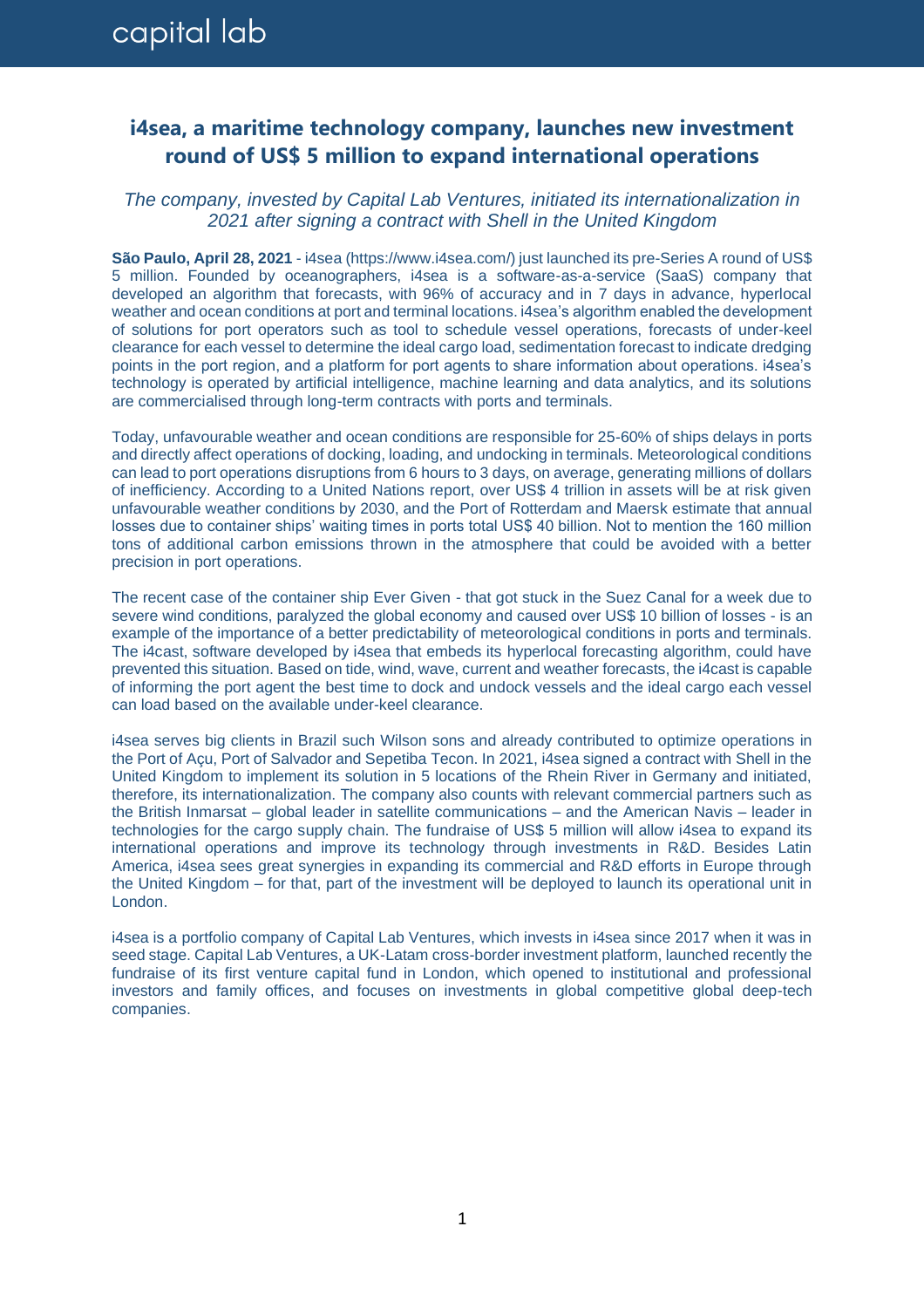capital lab

# i4sea, a maritime technology company, launches new investment round of US$ 5 million to expand international operations

*The company, invested by Capital Lab Ventures, initiated its internationalization in 2021 after signing a contract with Shell in the United Kingdom*

**São Paulo, April 28, 2021** - i4sea (https://www.i4sea.com/) just launched its pre-Series A round of US$ 5 million. Founded by oceanographers, i4sea is a software-as-a-service (SaaS) company that developed an algorithm that forecasts, with 96% of accuracy and in 7 days in advance, hyperlocal weather and ocean conditions at port and terminal locations. i4sea's algorithm enabled the development of solutions for port operators such as tool to schedule vessel operations, forecasts of under-keel clearance for each vessel to determine the ideal cargo load, sedimentation forecast to indicate dredging points in the port region, and a platform for port agents to share information about operations. i4sea's technology is operated by artificial intelligence, machine learning and data analytics, and its solutions are commercialised through long-term contracts with ports and terminals.

Today, unfavourable weather and ocean conditions are responsible for 25-60% of ships delays in ports and directly affect operations of docking, loading, and undocking in terminals. Meteorological conditions can lead to port operations disruptions from 6 hours to 3 days, on average, generating millions of dollars of inefficiency. According to a United Nations report, over US$ 4 trillion in assets will be at risk given unfavourable weather conditions by 2030, and the Port of Rotterdam and Maersk estimate that annual losses due to container ships' waiting times in ports total US$ 40 billion. Not to mention the 160 million tons of additional carbon emissions thrown in the atmosphere that could be avoided with a better precision in port operations.

The recent case of the container ship Ever Given - that got stuck in the Suez Canal for a week due to severe wind conditions, paralyzed the global economy and caused over US$ 10 billion of losses - is an example of the importance of a better predictability of meteorological conditions in ports and terminals. The i4cast, software developed by i4sea that embeds its hyperlocal forecasting algorithm, could have prevented this situation. Based on tide, wind, wave, current and weather forecasts, the i4cast is capable of informing the port agent the best time to dock and undock vessels and the ideal cargo each vessel can load based on the available under-keel clearance.

i4sea serves big clients in Brazil such Wilson sons and already contributed to optimize operations in the Port of Açu, Port of Salvador and Sepetiba Tecon. In 2021, i4sea signed a contract with Shell in the United Kingdom to implement its solution in 5 locations of the Rhein River in Germany and initiated, therefore, its internationalization. The company also counts with relevant commercial partners such as the British Inmarsat – global leader in satellite communications – and the American Navis – leader in technologies for the cargo supply chain. The fundraise of US$ 5 million will allow i4sea to expand its international operations and improve its technology through investments in R&D. Besides Latin America, i4sea sees great synergies in expanding its commercial and R&D efforts in Europe through the United Kingdom – for that, part of the investment will be deployed to launch its operational unit in London.

i4sea is a portfolio company of Capital Lab Ventures, which invests in i4sea since 2017 when it was in seed stage. Capital Lab Ventures, a UK-Latam cross-border investment platform, launched recently the fundraise of its first venture capital fund in London, which opened to institutional and professional investors and family offices, and focuses on investments in global competitive global deep-tech companies.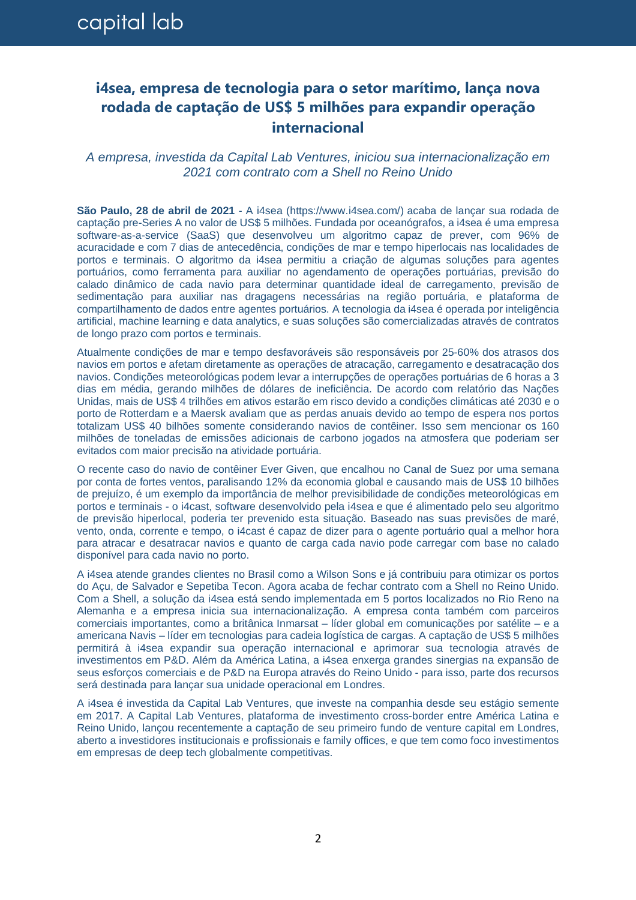## i4sea, empresa de tecnologia para o setor marítimo, lança nova rodada de captação de US$ 5 milhões para expandir operação internacional

*A empresa, investida da Capital Lab Ventures, iniciou sua internacionalização em 2021 com contrato com a Shell no Reino Unido*

**São Paulo, 28 de abril de 2021** - A i4sea (https://www.i4sea.com/) acaba de lançar sua rodada de captação pre-Series A no valor de US$ 5 milhões. Fundada por oceanógrafos, a i4sea é uma empresa software-as-a-service (SaaS) que desenvolveu um algoritmo capaz de prever, com 96% de acuracidade e com 7 dias de antecedência, condições de mar e tempo hiperlocais nas localidades de portos e terminais. O algoritmo da i4sea permitiu a criação de algumas soluções para agentes portuários, como ferramenta para auxiliar no agendamento de operações portuárias, previsão do calado dinâmico de cada navio para determinar quantidade ideal de carregamento, previsão de sedimentação para auxiliar nas dragagens necessárias na região portuária, e plataforma de compartilhamento de dados entre agentes portuários. A tecnologia da i4sea é operada por inteligência artificial, machine learning e data analytics, e suas soluções são comercializadas através de contratos de longo prazo com portos e terminais.

Atualmente condições de mar e tempo desfavoráveis são responsáveis por 25-60% dos atrasos dos navios em portos e afetam diretamente as operações de atracação, carregamento e desatracação dos navios. Condições meteorológicas podem levar a interrupções de operações portuárias de 6 horas a 3 dias em média, gerando milhões de dólares de ineficiência. De acordo com relatório das Nações Unidas, mais de US$ 4 trilhões em ativos estarão em risco devido a condições climáticas até 2030 e o porto de Rotterdam e a Maersk avaliam que as perdas anuais devido ao tempo de espera nos portos totalizam US$ 40 bilhões somente considerando navios de contêiner. Isso sem mencionar os 160 milhões de toneladas de emissões adicionais de carbono jogados na atmosfera que poderiam ser evitados com maior precisão na atividade portuária.

O recente caso do navio de contêiner Ever Given, que encalhou no Canal de Suez por uma semana por conta de fortes ventos, paralisando 12% da economia global e causando mais de US$ 10 bilhões de prejuízo, é um exemplo da importância de melhor previsibilidade de condições meteorológicas em portos e terminais - o i4cast, software desenvolvido pela i4sea e que é alimentado pelo seu algoritmo de previsão hiperlocal, poderia ter prevenido esta situação. Baseado nas suas previsões de maré, vento, onda, corrente e tempo, o i4cast é capaz de dizer para o agente portuário qual a melhor hora para atracar e desatracar navios e quanto de carga cada navio pode carregar com base no calado disponível para cada navio no porto.

A i4sea atende grandes clientes no Brasil como a Wilson Sons e já contribuiu para otimizar os portos do Açu, de Salvador e Sepetiba Tecon. Agora acaba de fechar contrato com a Shell no Reino Unido. Com a Shell, a solução da i4sea está sendo implementada em 5 portos localizados no Rio Reno na Alemanha e a empresa inicia sua internacionalização. A empresa conta também com parceiros comerciais importantes, como a britânica Inmarsat – líder global em comunicações por satélite – e a americana Navis – líder em tecnologias para cadeia logística de cargas. A captação de US$ 5 milhões permitirá à i4sea expandir sua operação internacional e aprimorar sua tecnologia através de investimentos em P&D. Além da América Latina, a i4sea enxerga grandes sinergias na expansão de seus esforços comerciais e de P&D na Europa através do Reino Unido - para isso, parte dos recursos será destinada para lançar sua unidade operacional em Londres.

A i4sea é investida da Capital Lab Ventures, que investe na companhia desde seu estágio semente em 2017. A Capital Lab Ventures, plataforma de investimento cross-border entre América Latina e Reino Unido, lançou recentemente a captação de seu primeiro fundo de venture capital em Londres, aberto a investidores institucionais e profissionais e family offices, e que tem como foco investimentos em empresas de deep tech globalmente competitivas.